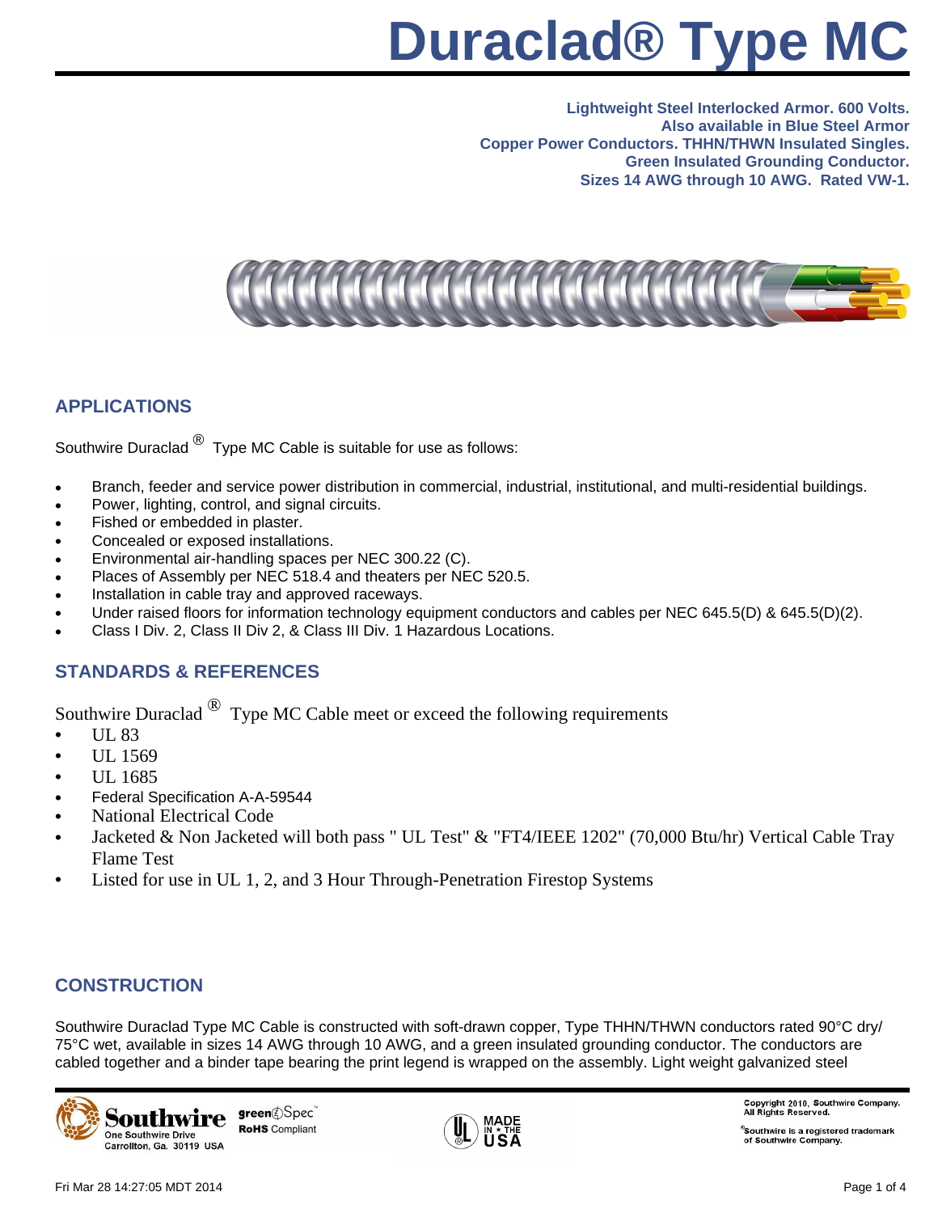# Duraclad® Type MC

**Lightweight Steel Interlocked Armor. 600 Volts.**
**Also available in Blue Steel Armor**
**Copper Power Conductors. THHN/THWN Insulated Singles.**
**Green Insulated Grounding Conductor.**
**Sizes 14 AWG through 10 AWG. Rated VW-1.**

## APPLICATIONS

Southwire Duraclad ® Type MC Cable is suitable for use as follows:

- Branch, feeder and service power distribution in commercial, industrial, institutional, and multi-residential buildings.
- Power, lighting, control, and signal circuits.
- Fished or embedded in plaster.
- Concealed or exposed installations.
- Environmental air-handling spaces per NEC 300.22 (C).
- Places of Assembly per NEC 518.4 and theaters per NEC 520.5.
- Installation in cable tray and approved raceways.
- Under raised floors for information technology equipment conductors and cables per NEC 645.5(D) & 645.5(D)(2).
- Class I Div. 2, Class II Div 2, & Class III Div. 1 Hazardous Locations.

## STANDARDS & REFERENCES

Southwire Duraclad ® Type MC Cable meet or exceed the following requirements

- UL 83
- UL 1569
- UL 1685
- Federal Specification A-A-59544
- National Electrical Code
- Jacketed & Non Jacketed will both pass " UL Test" & "FT4/IEEE 1202" (70,000 Btu/hr) Vertical Cable Tray Flame Test
- Listed for use in UL 1, 2, and 3 Hour Through-Penetration Firestop Systems

## CONSTRUCTION

Southwire Duraclad Type MC Cable is constructed with soft-drawn copper, Type THHN/THWN conductors rated 90°C dry/ 75°C wet, available in sizes 14 AWG through 10 AWG, and a green insulated grounding conductor. The conductors are cabled together and a binder tape bearing the print legend is wrapped on the assembly. Light weight galvanized steel

Southwire
One Southwire Drive
Carrollton, Ga. 30119 USA

greenSpec™
RoHS Compliant

MADE IN THE USA

Copyright 2010, Southwire Company. All Rights Reserved.

®Southwire is a registered trademark of Southwire Company.

Fri Mar 28 14:27:05 MDT 2014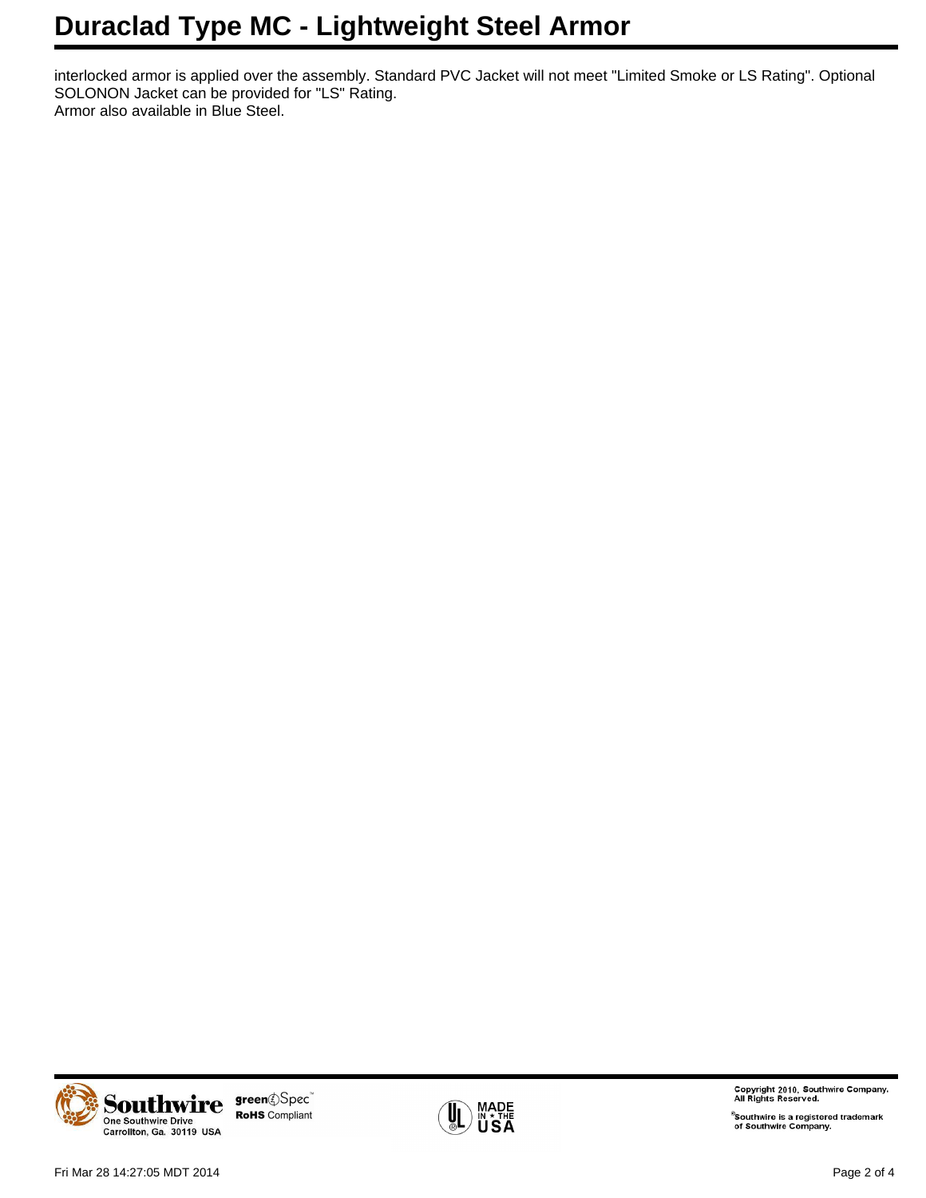interlocked armor is applied over the assembly. Standard PVC Jacket will not meet "Limited Smoke or LS Rating". Optional SOLONON Jacket can be provided for "LS" Rating.
Armor also available in Blue Steel.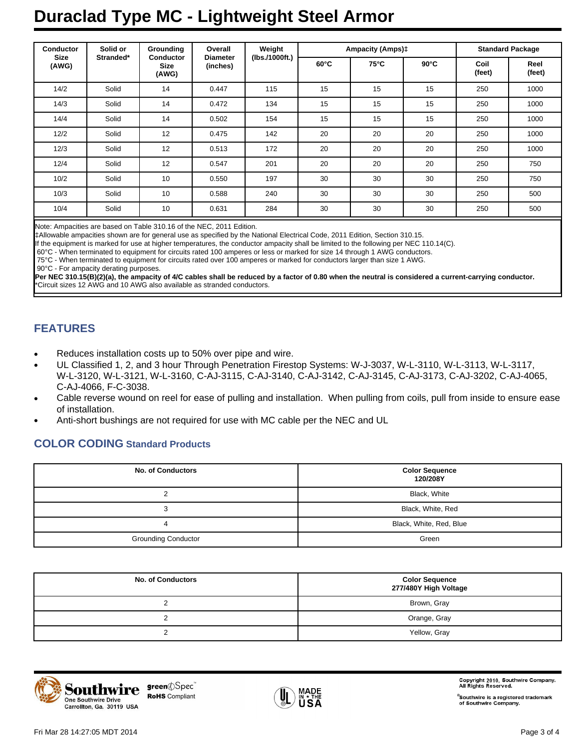# Duraclad Type MC - Lightweight Steel Armor

| Conductor Size (AWG) | Solid or Stranded* | Grounding Conductor Size (AWG) | Overall Diameter (inches) | Weight (lbs./1000ft.) | Ampacity (Amps)‡ | | | Standard Package | |
|---|---|---|---|---|---|---|---|---|---|
| | | | | | 60°C | 75°C | 90°C | Coil (feet) | Reel (feet) |
| 14/2 | Solid | 14 | 0.447 | 115 | 15 | 15 | 15 | 250 | 1000 |
| 14/3 | Solid | 14 | 0.472 | 134 | 15 | 15 | 15 | 250 | 1000 |
| 14/4 | Solid | 14 | 0.502 | 154 | 15 | 15 | 15 | 250 | 1000 |
| 12/2 | Solid | 12 | 0.475 | 142 | 20 | 20 | 20 | 250 | 1000 |
| 12/3 | Solid | 12 | 0.513 | 172 | 20 | 20 | 20 | 250 | 1000 |
| 12/4 | Solid | 12 | 0.547 | 201 | 20 | 20 | 20 | 250 | 750 |
| 10/2 | Solid | 10 | 0.550 | 197 | 30 | 30 | 30 | 250 | 750 |
| 10/3 | Solid | 10 | 0.588 | 240 | 30 | 30 | 30 | 250 | 500 |
| 10/4 | Solid | 10 | 0.631 | 284 | 30 | 30 | 30 | 250 | 500 |

Note: Ampacities are based on Table 310.16 of the NEC, 2011 Edition.
‡Allowable ampacities shown are for general use as specified by the National Electrical Code, 2011 Edition, Section 310.15.
If the equipment is marked for use at higher temperatures, the conductor ampacity shall be limited to the following per NEC 110.14(C).
60°C - When terminated to equipment for circuits rated 100 amperes or less or marked for size 14 through 1 AWG conductors.
75°C - When terminated to equipment for circuits rated over 100 amperes or marked for conductors larger than size 1 AWG.
90°C - For ampacity derating purposes.
**Per NEC 310.15(B)(2)(a), the ampacity of 4/C cables shall be reduced by a factor of 0.80 when the neutral is considered a current-carrying conductor.**
*Circuit sizes 12 AWG and 10 AWG also available as stranded conductors.

## FEATURES

- Reduces installation costs up to 50% over pipe and wire.
- UL Classified 1, 2, and 3 hour Through Penetration Firestop Systems: W-J-3037, W-L-3110, W-L-3113, W-L-3117, W-L-3120, W-L-3121, W-L-3160, C-AJ-3115, C-AJ-3140, C-AJ-3142, C-AJ-3145, C-AJ-3173, C-AJ-3202, C-AJ-4065, C-AJ-4066, F-C-3038.
- Cable reverse wound on reel for ease of pulling and installation. When pulling from coils, pull from inside to ensure ease of installation.
- Anti-short bushings are not required for use with MC cable per the NEC and UL

## COLOR CODING Standard Products

| No. of Conductors | Color Sequence 120/208Y |
|---|---|
| 2 | Black, White |
| 3 | Black, White, Red |
| 4 | Black, White, Red, Blue |
| Grounding Conductor | Green |

| No. of Conductors | Color Sequence 277/480Y High Voltage |
|---|---|
| 2 | Brown, Gray |
| 2 | Orange, Gray |
| 2 | Yellow, Gray |

Southwire
One Southwire Drive
Carrollton, Ga. 30119 USA

greenSpec™
RoHS Compliant

MADE IN THE USA

Copyright 2010, Southwire Company. All Rights Reserved.

®Southwire is a registered trademark of Southwire Company.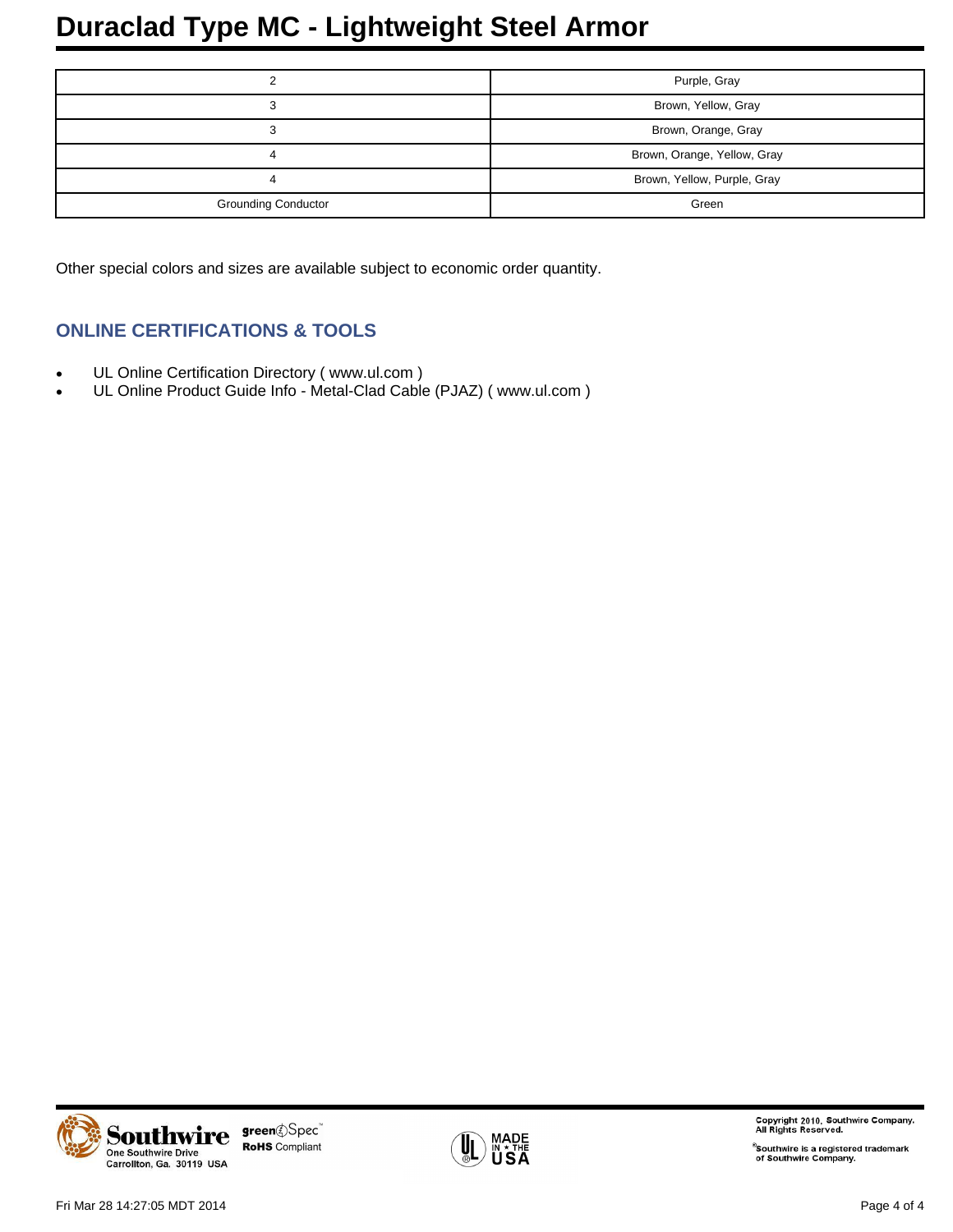| | |
|---|---|
| 2 | Purple, Gray |
| 3 | Brown, Yellow, Gray |
| 3 | Brown, Orange, Gray |
| 4 | Brown, Orange, Yellow, Gray |
| 4 | Brown, Yellow, Purple, Gray |
| Grounding Conductor | Green |

Other special colors and sizes are available subject to economic order quantity.

## ONLINE CERTIFICATIONS & TOOLS

- UL Online Certification Directory ( www.ul.com )
- UL Online Product Guide Info - Metal-Clad Cable (PJAZ) ( www.ul.com )

Southwire
One Southwire Drive
Carrollton, Ga. 30119 USA

greenSpec™
RoHS Compliant

MADE IN ★ THE USA

Copyright 2010, Southwire Company.
All Rights Reserved.

®Southwire is a registered trademark of Southwire Company.

Fri Mar 28 14:27:05 MDT 2014